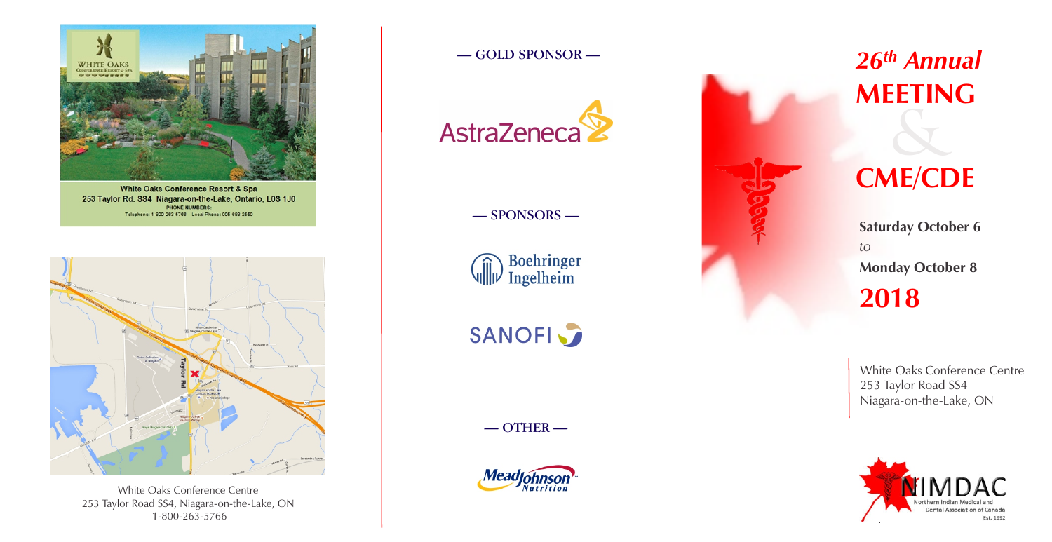White Oaks Conference Resort & Spa
253 Taylor Rd. SS4 Niagara-on-the-Lake, Ontario, L0S 1J0
PHONE NUMBERS:
Telephone: 1-800-263-5766 Local Phone: 905-688-2550

White Oaks Conference Centre
253 Taylor Road SS4, Niagara-on-the-Lake, ON
1-800-263-5766

— GOLD SPONSOR —

AstraZeneca

— SPONSORS —

Boehringer Ingelheim

SANOFI

— OTHER —

Mead Johnson Nutrition

# *26th Annual* MEETING & CME/CDE

**Saturday October 6**

*to*

**Monday October 8**

## 2018

White Oaks Conference Centre
253 Taylor Road SS4
Niagara-on-the-Lake, ON

NIMDAC
Northern Indian Medical and Dental Association of Canada
Est. 1992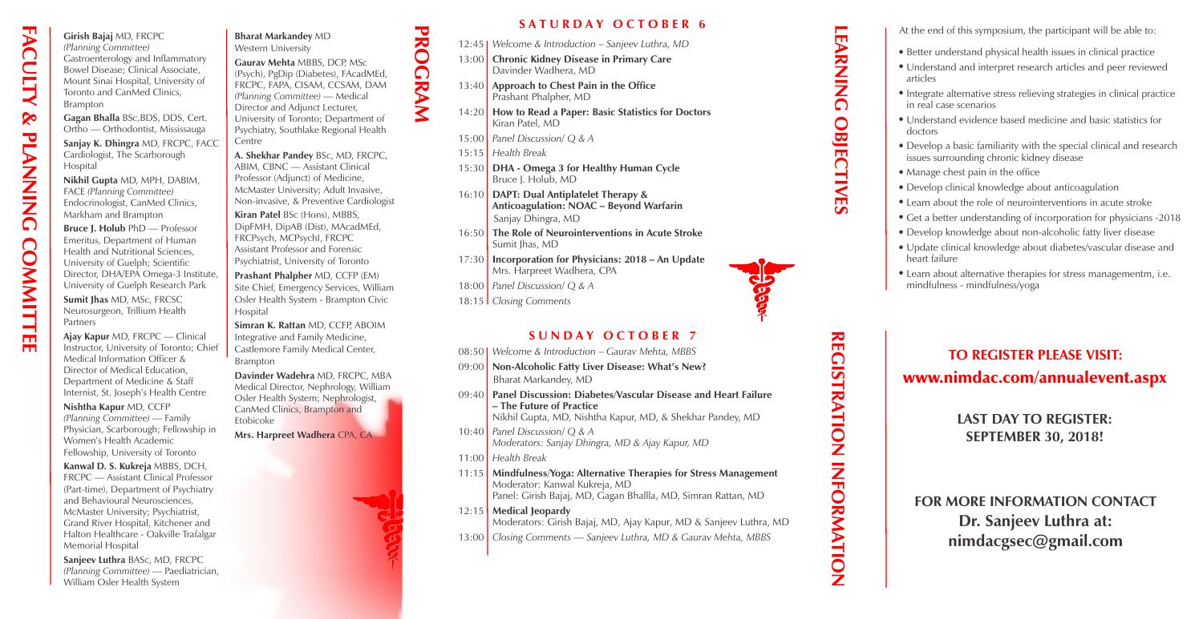# FACULTY & PLANNING COMMITTEE

**Girish Bajaj** MD, FRCPC
*(Planning Committee)*
Gastroenterology and Inflammatory Bowel Disease; Clinical Associate, Mount Sinai Hospital, University of Toronto and CanMed Clinics, Brampton

**Gagan Bhalla** BSc,BDS, DDS, Cert. Ortho — Orthodontist, Mississauga

**Sanjay K. Dhingra** MD, FRCPC, FACC
Cardiologist, The Scarborough Hospital

**Nikhil Gupta** MD, MPH, DABIM, FACE *(Planning Committee)*
Endocrinologist, CanMed Clinics, Markham and Brampton

**Bruce J. Holub** PhD — Professor Emeritus, Department of Human Health and Nutritional Sciences, University of Guelph; Scientific Director, DHA/EPA Omega-3 Institute, University of Guelph Research Park

**Sumit Jhas** MD, MSc, FRCSC
Neurosurgeon, Trillium Health Partners

**Ajay Kapur** MD, FRCPC — Clinical Instructor, University of Toronto; Chief Medical Information Officer & Director of Medical Education, Department of Medicine & Staff Internist, St. Joseph's Health Centre

**Nishtha Kapur** MD, CCFP
*(Planning Committee)* — Family Physician, Scarborough; Fellowship in Women's Health Academic Fellowship, University of Toronto

**Kanwal D. S. Kukreja** MBBS, DCH, FRCPC — Assistant Clinical Professor (Part-time), Department of Psychiatry and Behavioural Neurosciences, McMaster University; Psychiatrist, Grand River Hospital, Kitchener and Halton Healthcare - Oakville Trafalgar Memorial Hospital

**Sanjeev Luthra** BASc, MD, FRCPC
*(Planning Committee)* — Paediatrician, William Osler Health System

**Bharat Markandey** MD
Western University

**Gaurav Mehta** MBBS, DCP, MSc (Psych), PgDip (Diabetes), FAcadMEd, FRCPC, FAPA, CISAM, CCSAM, DAM *(Planning Committee)* — Medical Director and Adjunct Lecturer, University of Toronto; Department of Psychiatry, Southlake Regional Health Centre

**A. Shekhar Pandey** BSc, MD, FRCPC, ABIM, CBNC — Assistant Clinical Professor (Adjunct) of Medicine, McMaster University; Adult Invasive, Non-invasive, & Preventive Cardiologist

**Kiran Patel** BSc (Hons), MBBS, DipFMH, DipAB (Dist), MAcadMEd, FRCPsych, MCPsychI, FRCPC
Assistant Professor and Forensic Psychiatrist, University of Toronto

**Prashant Phalpher** MD, CCFP (EM)
Site Chief, Emergency Services, William Osler Health System - Brampton Civic Hospital

**Simran K. Rattan** MD, CCFP, ABOIM
Integrative and Family Medicine, Castlemore Family Medical Center, Brampton

**Davinder Wadehra** MD, FRCPC, MBA
Medical Director, Nephrology, William Osler Health System; Nephrologist, CanMed Clinics, Brampton and Etobicoke

**Mrs. Harpreet Wadhera** CPA, CA

# PROGRAM

## SATURDAY OCTOBER 6

- 12:45 | *Welcome & Introduction – Sanjeev Luthra, MD*
- 13:00 | **Chronic Kidney Disease in Primary Care**
  Davinder Wadhera, MD
- 13:40 | **Approach to Chest Pain in the Office**
  Prashant Phalpher, MD
- 14:20 | **How to Read a Paper: Basic Statistics for Doctors**
  Kiran Patel, MD
- 15:00 | *Panel Discussion/ Q & A*
- 15:15 | *Health Break*
- 15:30 | **DHA - Omega 3 for Healthy Human Cycle**
  Bruce J. Holub, MD
- 16:10 | **DAPT: Dual Antiplatelet Therapy & Anticoagulation: NOAC – Beyond Warfarin**
  Sanjay Dhingra, MD
- 16:50 | **The Role of Neurointerventions in Acute Stroke**
  Sumit Jhas, MD
- 17:30 | **Incorporation for Physicians: 2018 – An Update**
  Mrs. Harpreet Wadhera, CPA
- 18:00 | *Panel Discussion/ Q & A*
- 18:15 | *Closing Comments*

## SUNDAY OCTOBER 7

- 08:50 | *Welcome & Introduction – Gaurav Mehta, MBBS*
- 09:00 | **Non-Alcoholic Fatty Liver Disease: What's New?**
  Bharat Markandey, MD
- 09:40 | **Panel Discussion: Diabetes/Vascular Disease and Heart Failure – The Future of Practice**
  Nikhil Gupta, MD, Nishtha Kapur, MD, & Shekhar Pandey, MD
- 10:40 | *Panel Discussion/ Q & A*
  *Moderators: Sanjay Dhingra, MD & Ajay Kapur, MD*
- 11:00 | *Health Break*
- 11:15 | **Mindfulness/Yoga: Alternative Therapies for Stress Management**
  Moderator: Kanwal Kukreja, MD
  Panel: Girish Bajaj, MD, Gagan Bhallla, MD, Simran Rattan, MD
- 12:15 | **Medical Jeopardy**
  Moderators: Girish Bajaj, MD, Ajay Kapur, MD & Sanjeev Luthra, MD
- 13:00 | *Closing Comments — Sanjeev Luthra, MD & Gaurav Mehta, MBBS*

# LEARNING OBJECTIVES

At the end of this symposium, the participant will be able to:

- Better understand physical health issues in clinical practice
- Understand and interpret research articles and peer reviewed articles
- Integrate alternative stress relieving strategies in clinical practice in real case scenarios
- Understand evidence based medicine and basic statistics for doctors
- Develop a basic familiarity with the special clinical and research issues surrounding chronic kidney disease
- Manage chest pain in the office
- Develop clinical knowledge about anticoagulation
- Learn about the role of neurointerventions in acute stroke
- Get a better understanding of incorporation for physicians -2018
- Develop knowledge about non-alcoholic fatty liver disease
- Update clinical knowledge about diabetes/vascular disease and heart failure
- Learn about alternative therapies for stress managementm, i.e. mindfulness - mindfulness/yoga

# REGISTRATION INFORMATION

## TO REGISTER PLEASE VISIT:

**www.nimdac.com/annualevent.aspx**

**LAST DAY TO REGISTER: SEPTEMBER 30, 2018!**

**FOR MORE INFORMATION CONTACT Dr. Sanjeev Luthra at: nimdacgsec@gmail.com**